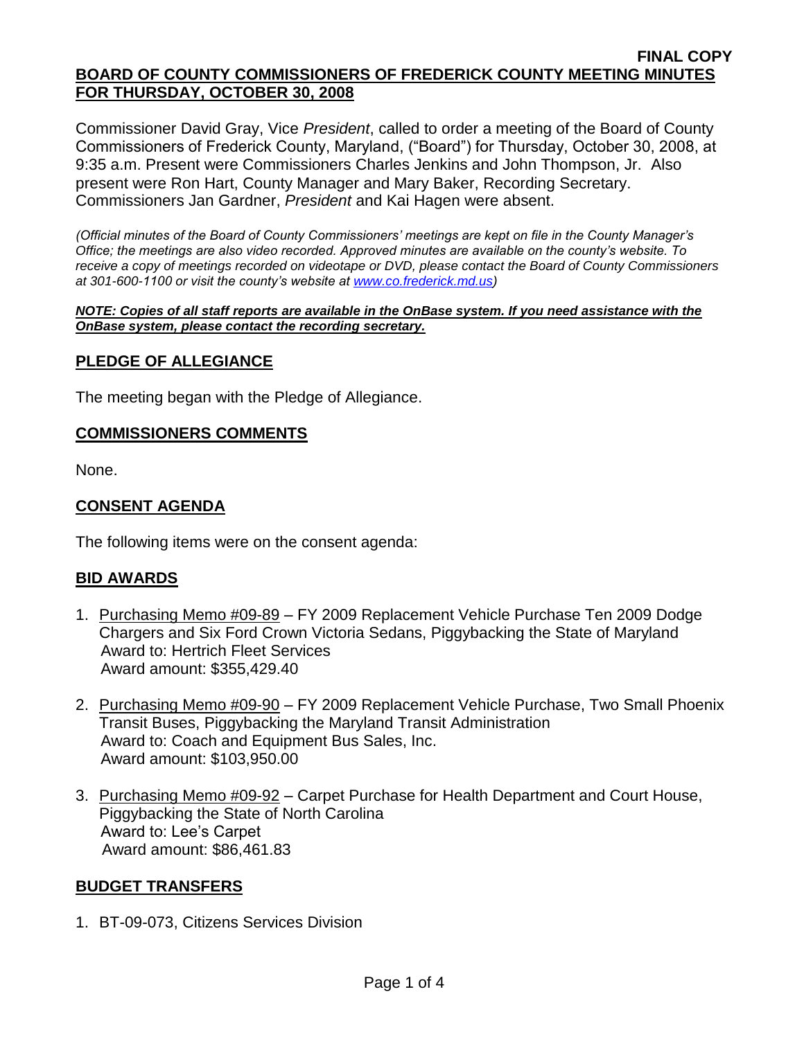**FINAL COPY**

**BOARD OF COUNTY COMMISSIONERS OF FREDERICK COUNTY MEETING MINUTES FOR THURSDAY, OCTOBER 30, 2008**

Commissioner David Gray, Vice *President*, called to order a meeting of the Board of County Commissioners of Frederick County, Maryland, ("Board") for Thursday, October 30, 2008, at 9:35 a.m. Present were Commissioners Charles Jenkins and John Thompson, Jr. Also present were Ron Hart, County Manager and Mary Baker, Recording Secretary. Commissioners Jan Gardner, *President* and Kai Hagen were absent.

*(Official minutes of the Board of County Commissioners' meetings are kept on file in the County Manager's Office; the meetings are also video recorded. Approved minutes are available on the county's website. To receive a copy of meetings recorded on videotape or DVD, please contact the Board of County Commissioners at 301-600-1100 or visit the county's website at www.co.frederick.md.us)*

***NOTE: Copies of all staff reports are available in the OnBase system. If you need assistance with the OnBase system, please contact the recording secretary.***

## PLEDGE OF ALLEGIANCE

The meeting began with the Pledge of Allegiance.

## COMMISSIONERS COMMENTS

None.

## CONSENT AGENDA

The following items were on the consent agenda:

## BID AWARDS

1. Purchasing Memo #09-89 – FY 2009 Replacement Vehicle Purchase Ten 2009 Dodge Chargers and Six Ford Crown Victoria Sedans, Piggybacking the State of Maryland
   Award to: Hertrich Fleet Services
   Award amount: $355,429.40

2. Purchasing Memo #09-90 – FY 2009 Replacement Vehicle Purchase, Two Small Phoenix Transit Buses, Piggybacking the Maryland Transit Administration
   Award to: Coach and Equipment Bus Sales, Inc.
   Award amount: $103,950.00

3. Purchasing Memo #09-92 – Carpet Purchase for Health Department and Court House, Piggybacking the State of North Carolina
   Award to: Lee's Carpet
   Award amount: $86,461.83

## BUDGET TRANSFERS

1. BT-09-073, Citizens Services Division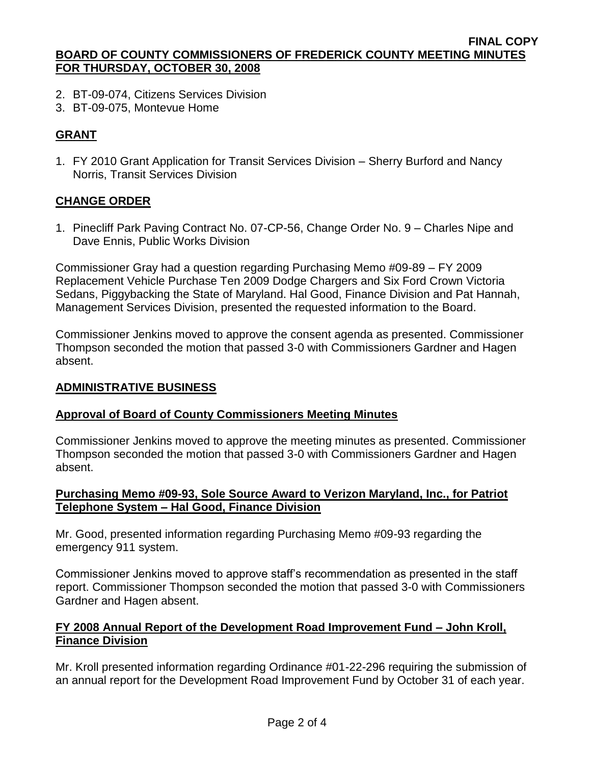2. BT-09-074, Citizens Services Division
3. BT-09-075, Montevue Home

## GRANT

1. FY 2010 Grant Application for Transit Services Division – Sherry Burford and Nancy Norris, Transit Services Division

## CHANGE ORDER

1. Pinecliff Park Paving Contract No. 07-CP-56, Change Order No. 9 – Charles Nipe and Dave Ennis, Public Works Division

Commissioner Gray had a question regarding Purchasing Memo #09-89 – FY 2009 Replacement Vehicle Purchase Ten 2009 Dodge Chargers and Six Ford Crown Victoria Sedans, Piggybacking the State of Maryland. Hal Good, Finance Division and Pat Hannah, Management Services Division, presented the requested information to the Board.

Commissioner Jenkins moved to approve the consent agenda as presented. Commissioner Thompson seconded the motion that passed 3-0 with Commissioners Gardner and Hagen absent.

## ADMINISTRATIVE BUSINESS

### Approval of Board of County Commissioners Meeting Minutes

Commissioner Jenkins moved to approve the meeting minutes as presented. Commissioner Thompson seconded the motion that passed 3-0 with Commissioners Gardner and Hagen absent.

### Purchasing Memo #09-93, Sole Source Award to Verizon Maryland, Inc., for Patriot Telephone System – Hal Good, Finance Division

Mr. Good, presented information regarding Purchasing Memo #09-93 regarding the emergency 911 system.

Commissioner Jenkins moved to approve staff's recommendation as presented in the staff report. Commissioner Thompson seconded the motion that passed 3-0 with Commissioners Gardner and Hagen absent.

### FY 2008 Annual Report of the Development Road Improvement Fund – John Kroll, Finance Division

Mr. Kroll presented information regarding Ordinance #01-22-296 requiring the submission of an annual report for the Development Road Improvement Fund by October 31 of each year.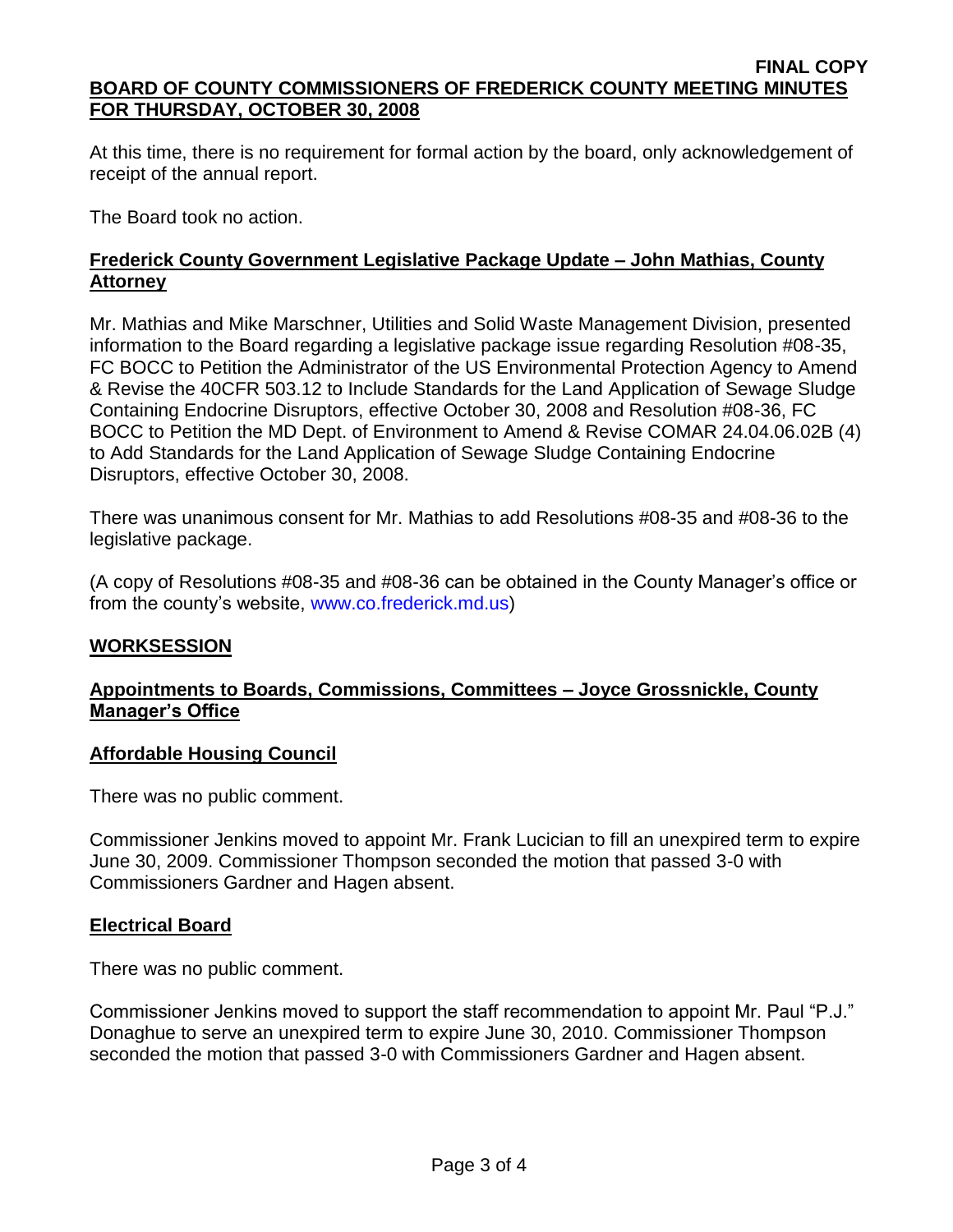At this time, there is no requirement for formal action by the board, only acknowledgement of receipt of the annual report.

The Board took no action.

## **Frederick County Government Legislative Package Update – John Mathias, County Attorney**

Mr. Mathias and Mike Marschner, Utilities and Solid Waste Management Division, presented information to the Board regarding a legislative package issue regarding Resolution #08-35, FC BOCC to Petition the Administrator of the US Environmental Protection Agency to Amend & Revise the 40CFR 503.12 to Include Standards for the Land Application of Sewage Sludge Containing Endocrine Disruptors, effective October 30, 2008 and Resolution #08-36, FC BOCC to Petition the MD Dept. of Environment to Amend & Revise COMAR 24.04.06.02B (4) to Add Standards for the Land Application of Sewage Sludge Containing Endocrine Disruptors, effective October 30, 2008.

There was unanimous consent for Mr. Mathias to add Resolutions #08-35 and #08-36 to the legislative package.

(A copy of Resolutions #08-35 and #08-36 can be obtained in the County Manager's office or from the county's website, www.co.frederick.md.us)

## **WORKSESSION**

## **Appointments to Boards, Commissions, Committees – Joyce Grossnickle, County Manager's Office**

### **Affordable Housing Council**

There was no public comment.

Commissioner Jenkins moved to appoint Mr. Frank Lucician to fill an unexpired term to expire June 30, 2009. Commissioner Thompson seconded the motion that passed 3-0 with Commissioners Gardner and Hagen absent.

### **Electrical Board**

There was no public comment.

Commissioner Jenkins moved to support the staff recommendation to appoint Mr. Paul "P.J." Donaghue to serve an unexpired term to expire June 30, 2010. Commissioner Thompson seconded the motion that passed 3-0 with Commissioners Gardner and Hagen absent.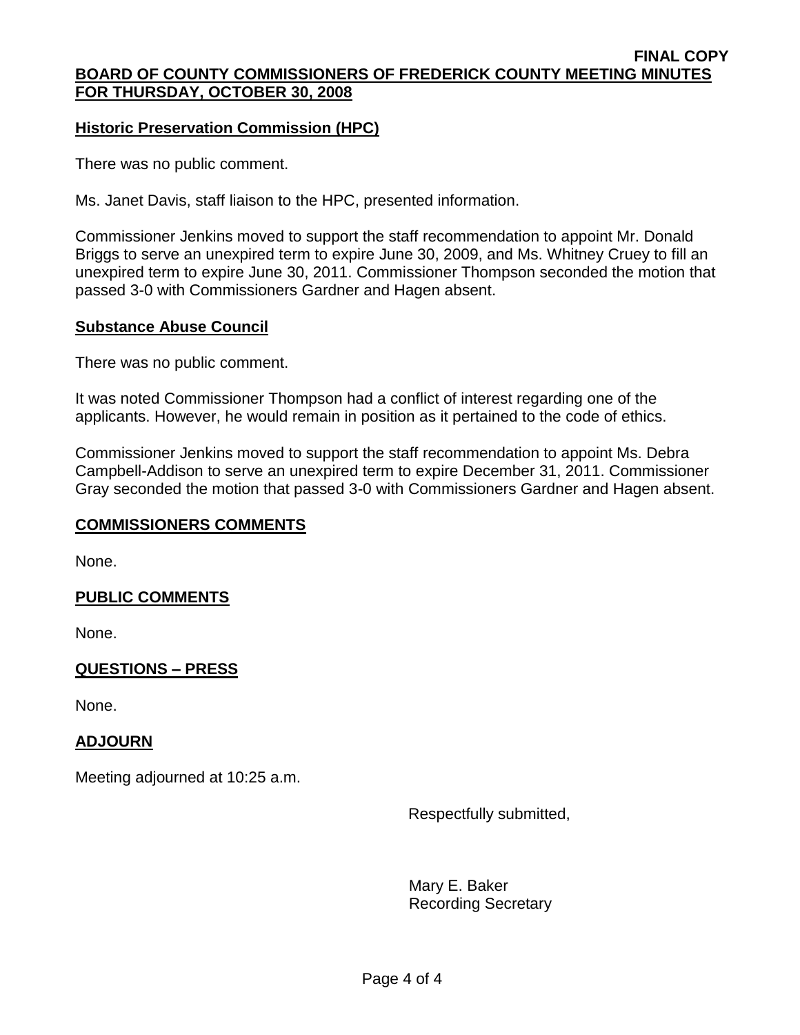## Historic Preservation Commission (HPC)

There was no public comment.

Ms. Janet Davis, staff liaison to the HPC, presented information.

Commissioner Jenkins moved to support the staff recommendation to appoint Mr. Donald Briggs to serve an unexpired term to expire June 30, 2009, and Ms. Whitney Cruey to fill an unexpired term to expire June 30, 2011. Commissioner Thompson seconded the motion that passed 3-0 with Commissioners Gardner and Hagen absent.

## Substance Abuse Council

There was no public comment.

It was noted Commissioner Thompson had a conflict of interest regarding one of the applicants. However, he would remain in position as it pertained to the code of ethics.

Commissioner Jenkins moved to support the staff recommendation to appoint Ms. Debra Campbell-Addison to serve an unexpired term to expire December 31, 2011. Commissioner Gray seconded the motion that passed 3-0 with Commissioners Gardner and Hagen absent.

## COMMISSIONERS COMMENTS

None.

## PUBLIC COMMENTS

None.

## QUESTIONS – PRESS

None.

## ADJOURN

Meeting adjourned at 10:25 a.m.

Respectfully submitted,

Mary E. Baker
Recording Secretary